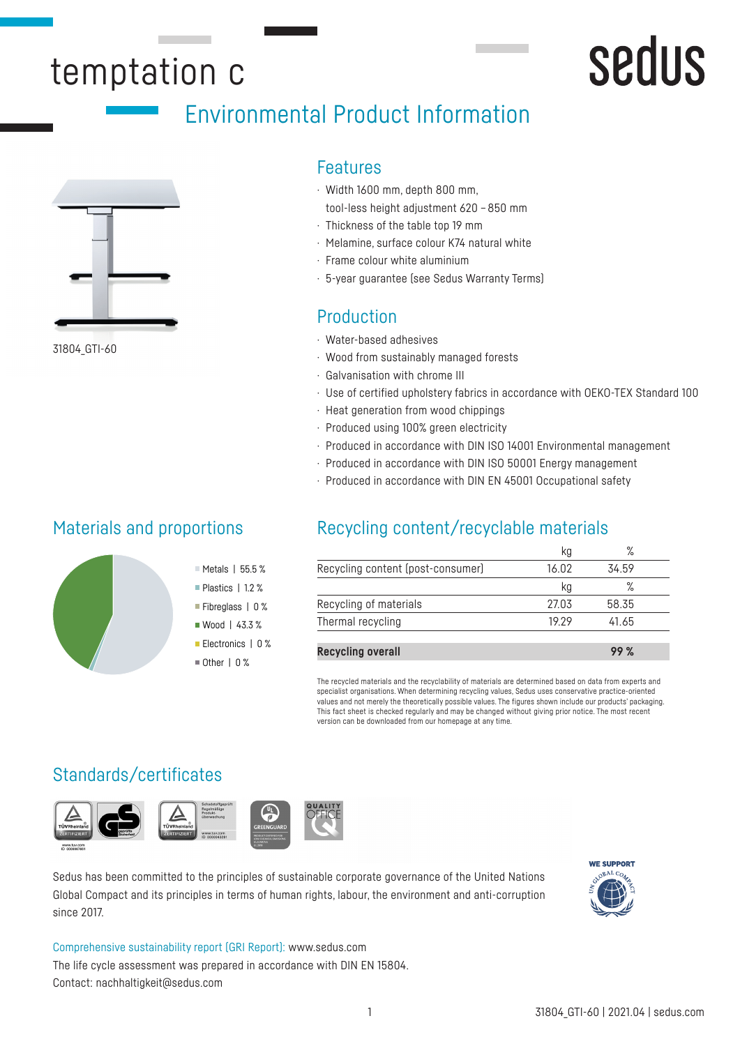# temptation c

sedus

## Environmental Product Information

31804_GTI-60

## Features

- Width 1600 mm, depth 800 mm, tool-less height adjustment 620 – 850 mm
- Thickness of the table top 19 mm
- Melamine, surface colour K74 natural white
- Frame colour white aluminium
- 5-year guarantee (see Sedus Warranty Terms)

## Production

- Water-based adhesives
- Wood from sustainably managed forests
- Galvanisation with chrome III
- Use of certified upholstery fabrics in accordance with OEKO-TEX Standard 100
- Heat generation from wood chippings
- Produced using 100% green electricity
- Produced in accordance with DIN ISO 14001 Environmental management
- Produced in accordance with DIN ISO 50001 Energy management
- Produced in accordance with DIN EN 45001 Occupational safety

## Materials and proportions

- Metals | 55.5 %
- Plastics | 1.2 %
- Fibreglass | 0 %
- Wood | 43.3 %
- Electronics | 0 %
- Other | 0 %

## Recycling content/recyclable materials

| | kg | % |
|---|---|---|
| Recycling content (post-consumer) | 16.02 | 34.59 |
| | kg | % |
| Recycling of materials | 27.03 | 58.35 |
| Thermal recycling | 19.29 | 41.65 |
| **Recycling overall** | | **99 %** |

The recycled materials and the recyclability of materials are determined based on data from experts and specialist organisations. When determining recycling values, Sedus uses conservative practice-oriented values and not merely the theoretically possible values. The figures shown include our products' packaging. This fact sheet is checked regularly and may be changed without giving prior notice. The most recent version can be downloaded from our homepage at any time.

## Standards/certificates

Sedus has been committed to the principles of sustainable corporate governance of the United Nations Global Compact and its principles in terms of human rights, labour, the environment and anti-corruption since 2017.

WE SUPPORT UN GLOBAL COMPACT

Comprehensive sustainability report (GRI Report): www.sedus.com

The life cycle assessment was prepared in accordance with DIN EN 15804.

Contact: nachhaltigkeit@sedus.com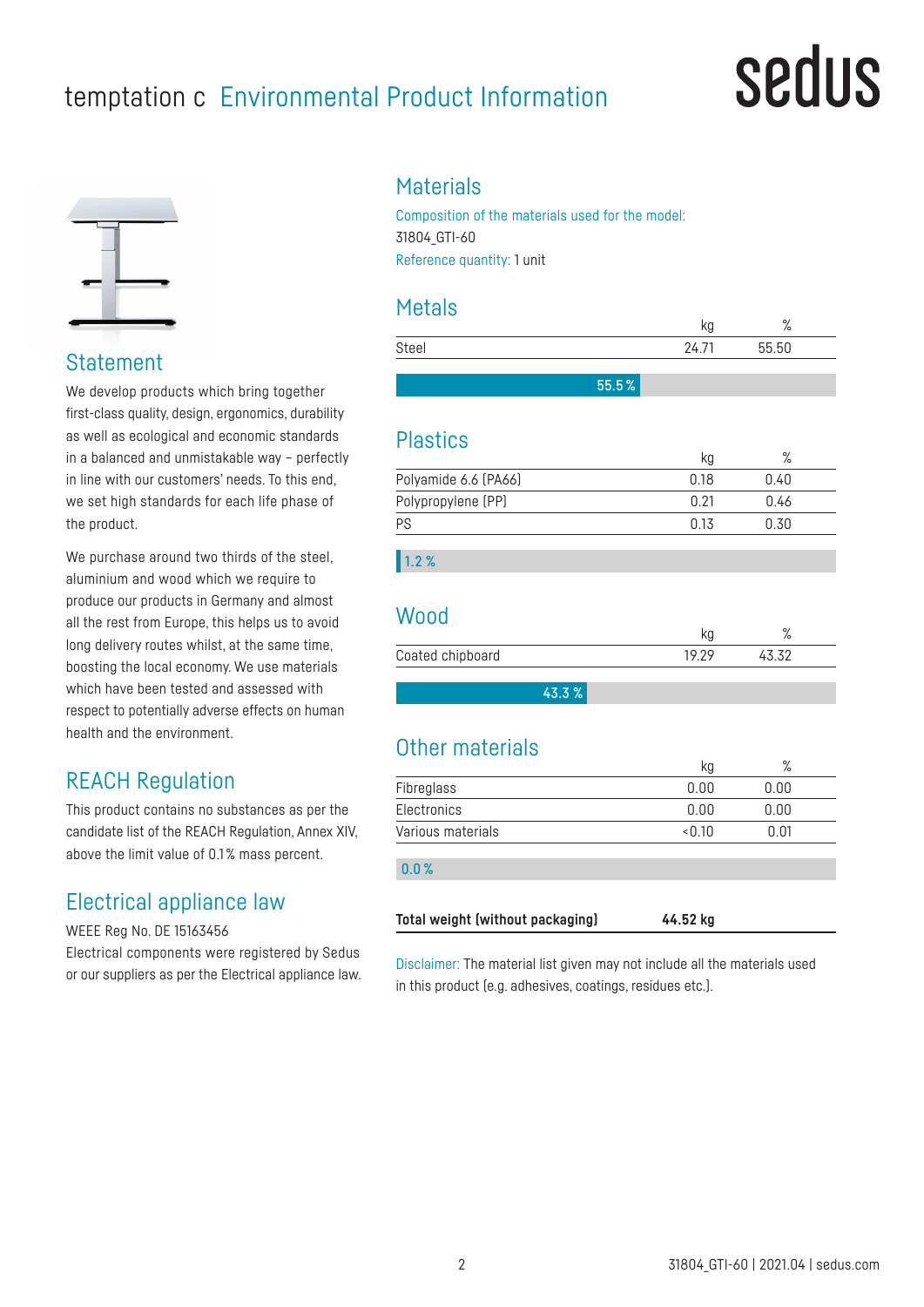# temptation c Environmental Product Information

## Statement

We develop products which bring together first-class quality, design, ergonomics, durability as well as ecological and economic standards in a balanced and unmistakable way – perfectly in line with our customers' needs. To this end, we set high standards for each life phase of the product.

We purchase around two thirds of the steel, aluminium and wood which we require to produce our products in Germany and almost all the rest from Europe, this helps us to avoid long delivery routes whilst, at the same time, boosting the local economy. We use materials which have been tested and assessed with respect to potentially adverse effects on human health and the environment.

## REACH Regulation

This product contains no substances as per the candidate list of the REACH Regulation, Annex XIV, above the limit value of 0.1% mass percent.

## Electrical appliance law

WEEE Reg No. DE 15163456

Electrical components were registered by Sedus or our suppliers as per the Electrical appliance law.

## Materials

Composition of the materials used for the model:

31804_GTI-60

Reference quantity: 1 unit

### Metals

| | kg | % |
|---|---|---|
| Steel | 24.71 | 55.50 |

55.5 %

### Plastics

| | kg | % |
|---|---|---|
| Polyamide 6.6 (PA66) | 0.18 | 0.40 |
| Polypropylene (PP) | 0.21 | 0.46 |
| PS | 0.13 | 0.30 |

1.2 %

### Wood

| | kg | % |
|---|---|---|
| Coated chipboard | 19.29 | 43.32 |

43.3 %

### Other materials

| | kg | % |
|---|---|---|
| Fibreglass | 0.00 | 0.00 |
| Electronics | 0.00 | 0.00 |
| Various materials | <0.10 | 0.01 |

0.0 %

**Total weight (without packaging)** **44.52 kg**

Disclaimer: The material list given may not include all the materials used in this product (e.g. adhesives, coatings, residues etc.).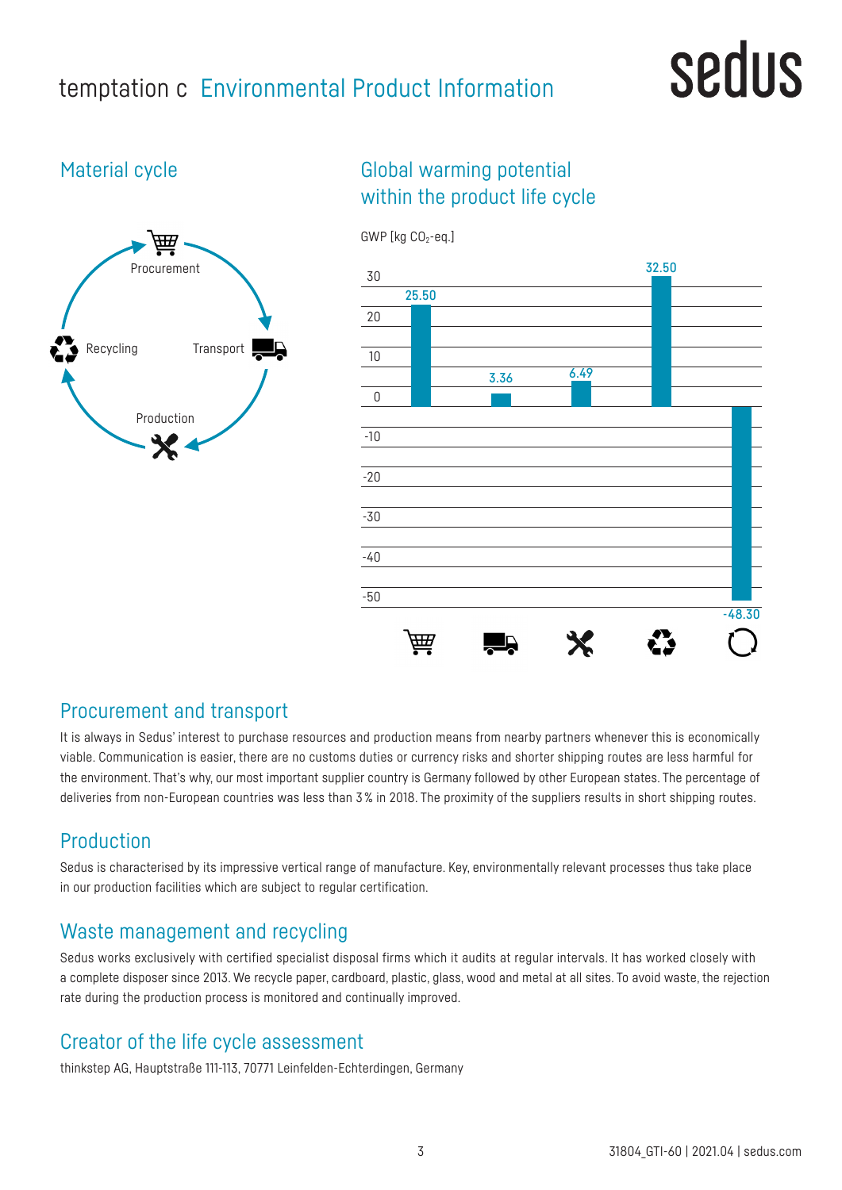# temptation c Environmental Product Information

## Material cycle

Procurement → Transport → Production → Recycling

## Global warming potential within the product life cycle

GWP [kg $CO_2$-eq.]

| Procurement | Transport | Production | Recycling | Total |
|---|---|---|---|---|
| 25.50 | 3.36 | 6.49 | 32.50 | -48.30 |

## Procurement and transport

It is always in Sedus' interest to purchase resources and production means from nearby partners whenever this is economically viable. Communication is easier, there are no customs duties or currency risks and shorter shipping routes are less harmful for the environment. That's why, our most important supplier country is Germany followed by other European states. The percentage of deliveries from non-European countries was less than 3 % in 2018. The proximity of the suppliers results in short shipping routes.

## Production

Sedus is characterised by its impressive vertical range of manufacture. Key, environmentally relevant processes thus take place in our production facilities which are subject to regular certification.

## Waste management and recycling

Sedus works exclusively with certified specialist disposal firms which it audits at regular intervals. It has worked closely with a complete disposer since 2013. We recycle paper, cardboard, plastic, glass, wood and metal at all sites. To avoid waste, the rejection rate during the production process is monitored and continually improved.

## Creator of the life cycle assessment

thinkstep AG, Hauptstraße 111-113, 70771 Leinfelden-Echterdingen, Germany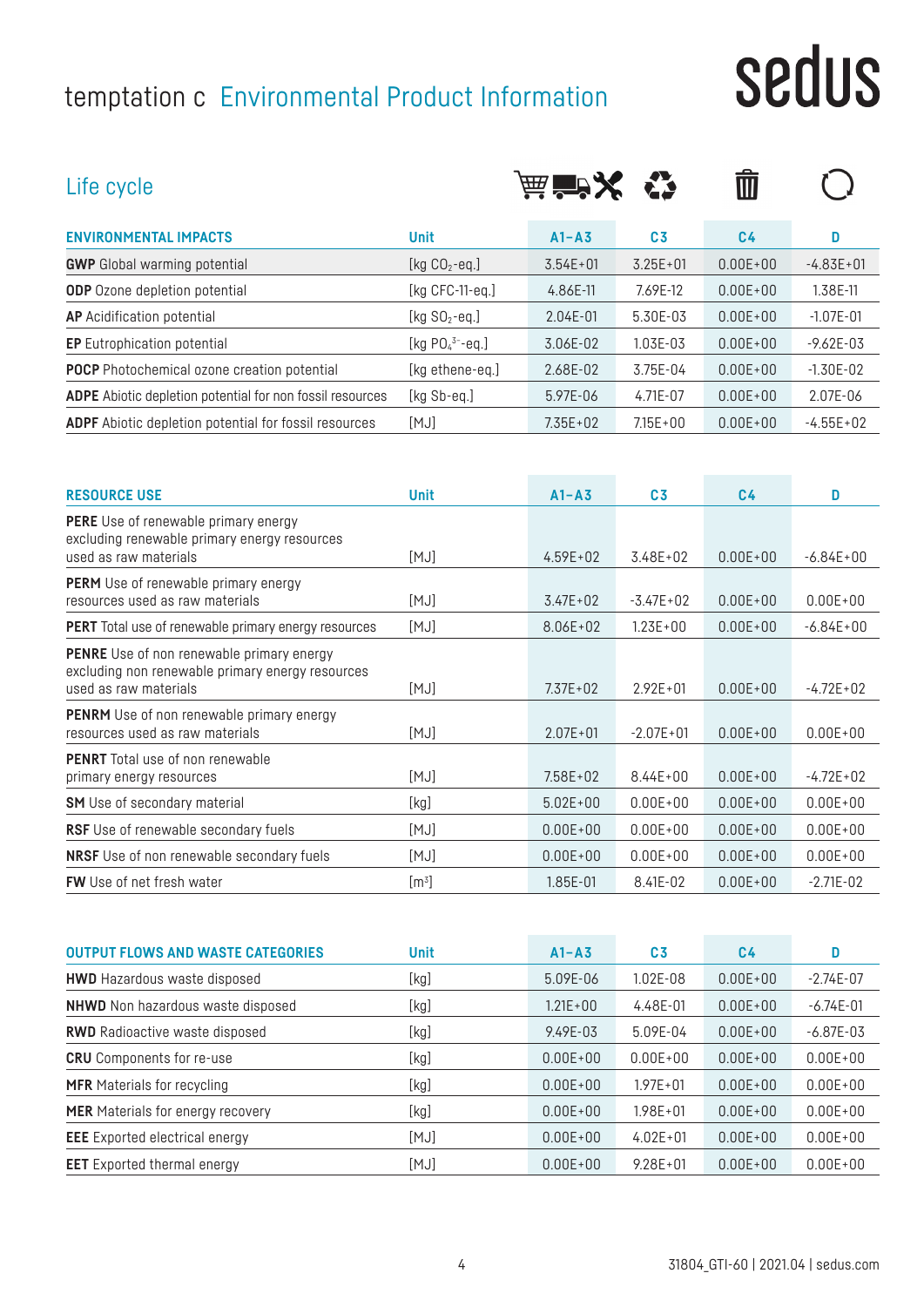# temptation c Environmental Product Information

sedus

## Life cycle

| ENVIRONMENTAL IMPACTS | Unit | A1–A3 | C3 | C4 | D |
|---|---|---|---|---|---|
| **GWP** Global warming potential | [kg $CO_2$-eq.] | 3.54E+01 | 3.25E+01 | 0.00E+00 | -4.83E+01 |
| **ODP** Ozone depletion potential | [kg CFC-11-eq.] | 4.86E-11 | 7.69E-12 | 0.00E+00 | 1.38E-11 |
| **AP** Acidification potential | [kg $SO_2$-eq.] | 2.04E-01 | 5.30E-03 | 0.00E+00 | -1.07E-01 |
| **EP** Eutrophication potential | [kg $PO_4^{3-}$-eq.] | 3.06E-02 | 1.03E-03 | 0.00E+00 | -9.62E-03 |
| **POCP** Photochemical ozone creation potential | [kg ethene-eq.] | 2.68E-02 | 3.75E-04 | 0.00E+00 | -1.30E-02 |
| **ADPE** Abiotic depletion potential for non fossil resources | [kg Sb-eq.] | 5.97E-06 | 4.71E-07 | 0.00E+00 | 2.07E-06 |
| **ADPF** Abiotic depletion potential for fossil resources | [MJ] | 7.35E+02 | 7.15E+00 | 0.00E+00 | -4.55E+02 |

| RESOURCE USE | Unit | A1–A3 | C3 | C4 | D |
|---|---|---|---|---|---|
| **PERE** Use of renewable primary energy excluding renewable primary energy resources used as raw materials | [MJ] | 4.59E+02 | 3.48E+02 | 0.00E+00 | -6.84E+00 |
| **PERM** Use of renewable primary energy resources used as raw materials | [MJ] | 3.47E+02 | -3.47E+02 | 0.00E+00 | 0.00E+00 |
| **PERT** Total use of renewable primary energy resources | [MJ] | 8.06E+02 | 1.23E+00 | 0.00E+00 | -6.84E+00 |
| **PENRE** Use of non renewable primary energy excluding non renewable primary energy resources used as raw materials | [MJ] | 7.37E+02 | 2.92E+01 | 0.00E+00 | -4.72E+02 |
| **PENRM** Use of non renewable primary energy resources used as raw materials | [MJ] | 2.07E+01 | -2.07E+01 | 0.00E+00 | 0.00E+00 |
| **PENRT** Total use of non renewable primary energy resources | [MJ] | 7.58E+02 | 8.44E+00 | 0.00E+00 | -4.72E+02 |
| **SM** Use of secondary material | [kg] | 5.02E+00 | 0.00E+00 | 0.00E+00 | 0.00E+00 |
| **RSF** Use of renewable secondary fuels | [MJ] | 0.00E+00 | 0.00E+00 | 0.00E+00 | 0.00E+00 |
| **NRSF** Use of non renewable secondary fuels | [MJ] | 0.00E+00 | 0.00E+00 | 0.00E+00 | 0.00E+00 |
| **FW** Use of net fresh water | [$m^3$] | 1.85E-01 | 8.41E-02 | 0.00E+00 | -2.71E-02 |

| OUTPUT FLOWS AND WASTE CATEGORIES | Unit | A1–A3 | C3 | C4 | D |
|---|---|---|---|---|---|
| **HWD** Hazardous waste disposed | [kg] | 5.09E-06 | 1.02E-08 | 0.00E+00 | -2.74E-07 |
| **NHWD** Non hazardous waste disposed | [kg] | 1.21E+00 | 4.48E-01 | 0.00E+00 | -6.74E-01 |
| **RWD** Radioactive waste disposed | [kg] | 9.49E-03 | 5.09E-04 | 0.00E+00 | -6.87E-03 |
| **CRU** Components for re-use | [kg] | 0.00E+00 | 0.00E+00 | 0.00E+00 | 0.00E+00 |
| **MFR** Materials for recycling | [kg] | 0.00E+00 | 1.97E+01 | 0.00E+00 | 0.00E+00 |
| **MER** Materials for energy recovery | [kg] | 0.00E+00 | 1.98E+01 | 0.00E+00 | 0.00E+00 |
| **EEE** Exported electrical energy | [MJ] | 0.00E+00 | 4.02E+01 | 0.00E+00 | 0.00E+00 |
| **EET** Exported thermal energy | [MJ] | 0.00E+00 | 9.28E+01 | 0.00E+00 | 0.00E+00 |

31804_GTI-60 | 2021.04 | sedus.com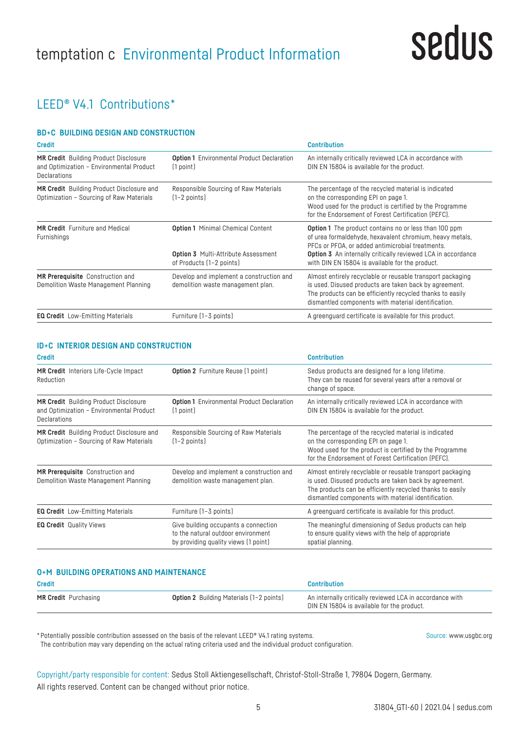# temptation c Environmental Product Information

## LEED® V4.1 Contributions*

### BD+C BUILDING DESIGN AND CONSTRUCTION

| Credit | | Contribution |
|---|---|---|
| **MR Credit** Building Product Disclosure and Optimization – Environmental Product Declarations | **Option 1** Environmental Product Declaration (1 point) | An internally critically reviewed LCA in accordance with DIN EN 15804 is available for the product. |
| **MR Credit** Building Product Disclosure and Optimization – Sourcing of Raw Materials | Responsible Sourcing of Raw Materials (1–2 points) | The percentage of the recycled material is indicated on the corresponding EPI on page 1. Wood used for the product is certified by the Programme for the Endorsement of Forest Certification (PEFC). |
| **MR Credit** Furniture and Medical Furnishings | **Option 1** Minimal Chemical Content<br><br>**Option 3** Multi-Attribute Assessment of Products (1–2 points) | **Option 1** The product contains no or less than 100 ppm of urea formaldehyde, hexavalent chromium, heavy metals, PFCs or PFOA, or added antimicrobial treatments.<br>**Option 3** An internally critically reviewed LCA in accordance with DIN EN 15804 is available for the product. |
| **MR Prerequisite** Construction and Demolition Waste Management Planning | Develop and implement a construction and demolition waste management plan. | Almost entirely recyclable or reusable transport packaging is used. Disused products are taken back by agreement. The products can be efficiently recycled thanks to easily dismantled components with material identification. |
| **EQ Credit** Low-Emitting Materials | Furniture (1–3 points) | A greenguard certificate is available for this product. |

### ID+C INTERIOR DESIGN AND CONSTRUCTION

| Credit | | Contribution |
|---|---|---|
| **MR Credit** Interiors Life-Cycle Impact Reduction | **Option 2** Furniture Reuse (1 point) | Sedus products are designed for a long lifetime. They can be reused for several years after a removal or change of space. |
| **MR Credit** Building Product Disclosure and Optimization – Environmental Product Declarations | **Option 1** Environmental Product Declaration (1 point) | An internally critically reviewed LCA in accordance with DIN EN 15804 is available for the product. |
| **MR Credit** Building Product Disclosure and Optimization – Sourcing of Raw Materials | Responsible Sourcing of Raw Materials (1–2 points) | The percentage of the recycled material is indicated on the corresponding EPI on page 1. Wood used for the product is certified by the Programme for the Endorsement of Forest Certification (PEFC). |
| **MR Prerequisite** Construction and Demolition Waste Management Planning | Develop and implement a construction and demolition waste management plan. | Almost entirely recyclable or reusable transport packaging is used. Disused products are taken back by agreement. The products can be efficiently recycled thanks to easily dismantled components with material identification. |
| **EQ Credit** Low-Emitting Materials | Furniture (1–3 points) | A greenguard certificate is available for this product. |
| **EQ Credit** Quality Views | Give building occupants a connection to the natural outdoor environment by providing quality views (1 point) | The meaningful dimensioning of Sedus products can help to ensure quality views with the help of appropriate spatial planning. |

### O+M BUILDING OPERATIONS AND MAINTENANCE

| Credit | | Contribution |
|---|---|---|
| **MR Credit** Purchasing | **Option 2** Building Materials (1–2 points) | An internally critically reviewed LCA in accordance with DIN EN 15804 is available for the product. |

* Potentially possible contribution assessed on the basis of the relevant LEED® V4.1 rating systems.
The contribution may vary depending on the actual rating criteria used and the individual product configuration.

Source: www.usgbc.org

Copyright/party responsible for content: Sedus Stoll Aktiengesellschaft, Christof-Stoll-Straße 1, 79804 Dogern, Germany.
All rights reserved. Content can be changed without prior notice.

31804_GTI-60 | 2021.04 | sedus.com